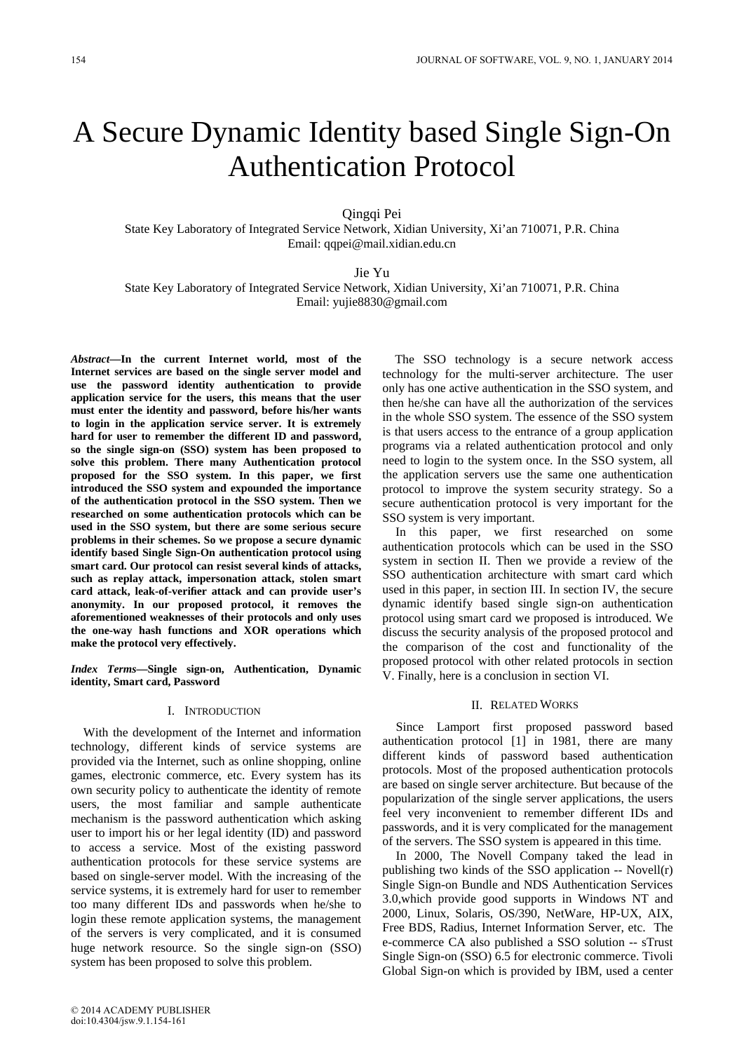# A Secure Dynamic Identity based Single Sign-On Authentication Protocol

Qingqi Pei
State Key Laboratory of Integrated Service Network, Xidian University, Xi'an 710071, P.R. China
Email: qqpei@mail.xidian.edu.cn

Jie Yu
State Key Laboratory of Integrated Service Network, Xidian University, Xi'an 710071, P.R. China
Email: yujie8830@gmail.com

***Abstract*—In the current Internet world, most of the Internet services are based on the single server model and use the password identity authentication to provide application service for the users, this means that the user must enter the identity and password, before his/her wants to login in the application service server. It is extremely hard for user to remember the different ID and password, so the single sign-on (SSO) system has been proposed to solve this problem. There many Authentication protocol proposed for the SSO system. In this paper, we first introduced the SSO system and expounded the importance of the authentication protocol in the SSO system. Then we researched on some authentication protocols which can be used in the SSO system, but there are some serious secure problems in their schemes. So we propose a secure dynamic identify based Single Sign-On authentication protocol using smart card. Our protocol can resist several kinds of attacks, such as replay attack, impersonation attack, stolen smart card attack, leak-of-verifier attack and can provide user's anonymity. In our proposed protocol, it removes the aforementioned weaknesses of their protocols and only uses the one-way hash functions and XOR operations which make the protocol very effectively.**

***Index Terms*—Single sign-on, Authentication, Dynamic identity, Smart card, Password**

## I. Introduction

With the development of the Internet and information technology, different kinds of service systems are provided via the Internet, such as online shopping, online games, electronic commerce, etc. Every system has its own security policy to authenticate the identity of remote users, the most familiar and sample authenticate mechanism is the password authentication which asking user to import his or her legal identity (ID) and password to access a service. Most of the existing password authentication protocols for these service systems are based on single-server model. With the increasing of the service systems, it is extremely hard for user to remember too many different IDs and passwords when he/she to login these remote application systems, the management of the servers is very complicated, and it is consumed huge network resource. So the single sign-on (SSO) system has been proposed to solve this problem.

The SSO technology is a secure network access technology for the multi-server architecture. The user only has one active authentication in the SSO system, and then he/she can have all the authorization of the services in the whole SSO system. The essence of the SSO system is that users access to the entrance of a group application programs via a related authentication protocol and only need to login to the system once. In the SSO system, all the application servers use the same one authentication protocol to improve the system security strategy. So a secure authentication protocol is very important for the SSO system is very important.

In this paper, we first researched on some authentication protocols which can be used in the SSO system in section II. Then we provide a review of the SSO authentication architecture with smart card which used in this paper, in section III. In section IV, the secure dynamic identify based single sign-on authentication protocol using smart card we proposed is introduced. We discuss the security analysis of the proposed protocol and the comparison of the cost and functionality of the proposed protocol with other related protocols in section V. Finally, here is a conclusion in section VI.

## II. Related Works

Since Lamport first proposed password based authentication protocol [1] in 1981, there are many different kinds of password based authentication protocols. Most of the proposed authentication protocols are based on single server architecture. But because of the popularization of the single server applications, the users feel very inconvenient to remember different IDs and passwords, and it is very complicated for the management of the servers. The SSO system is appeared in this time.

In 2000, The Novell Company taked the lead in publishing two kinds of the SSO application -- Novell(r) Single Sign-on Bundle and NDS Authentication Services 3.0,which provide good supports in Windows NT and 2000, Linux, Solaris, OS/390, NetWare, HP-UX, AIX, Free BDS, Radius, Internet Information Server, etc. The e-commerce CA also published a SSO solution -- sTrust Single Sign-on (SSO) 6.5 for electronic commerce. Tivoli Global Sign-on which is provided by IBM, used a center

© 2014 ACADEMY PUBLISHER
doi:10.4304/jsw.9.1.154-161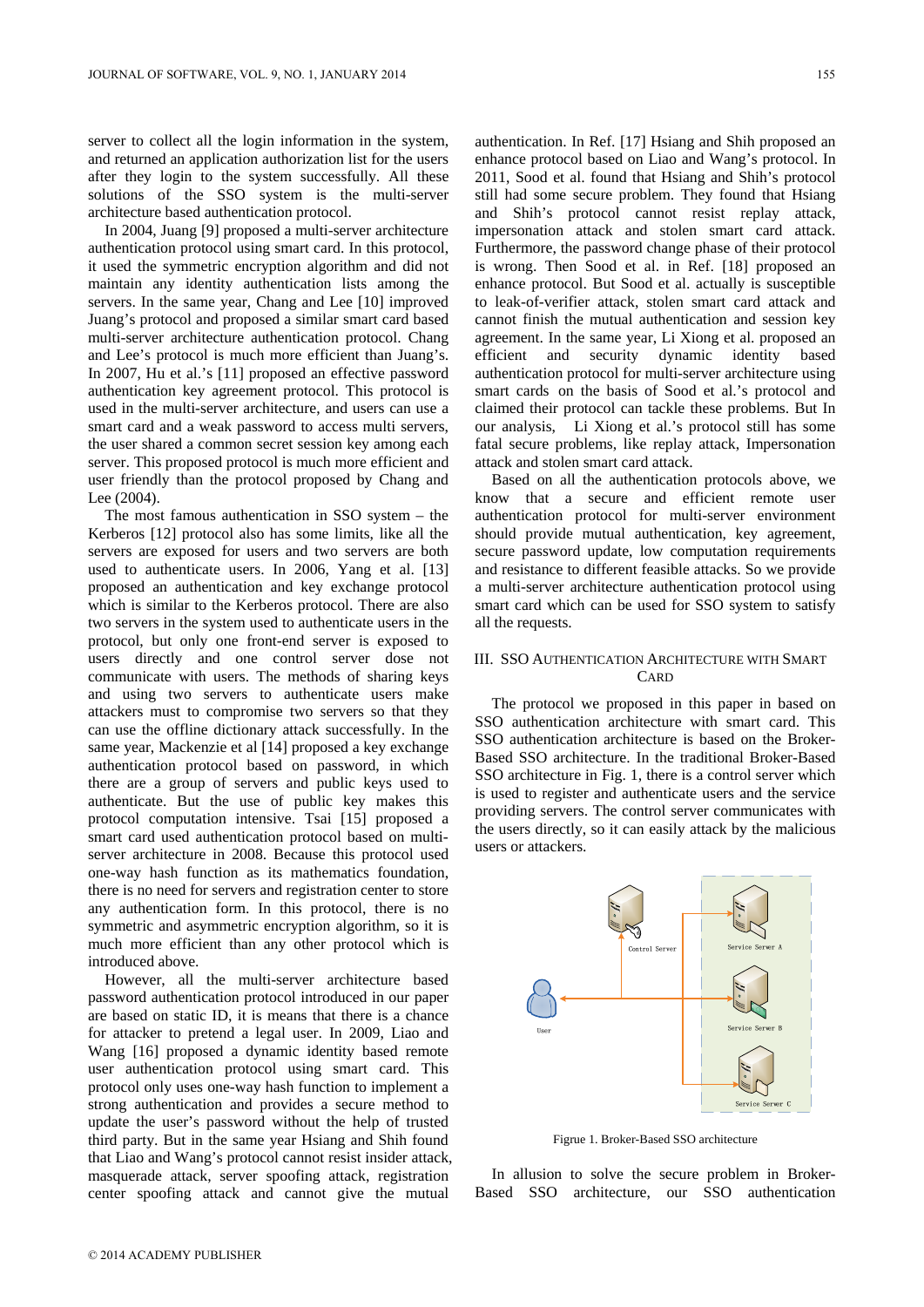server to collect all the login information in the system, and returned an application authorization list for the users after they login to the system successfully. All these solutions of the SSO system is the multi-server architecture based authentication protocol.

In 2004, Juang [9] proposed a multi-server architecture authentication protocol using smart card. In this protocol, it used the symmetric encryption algorithm and did not maintain any identity authentication lists among the servers. In the same year, Chang and Lee [10] improved Juang's protocol and proposed a similar smart card based multi-server architecture authentication protocol. Chang and Lee's protocol is much more efficient than Juang's. In 2007, Hu et al.'s [11] proposed an effective password authentication key agreement protocol. This protocol is used in the multi-server architecture, and users can use a smart card and a weak password to access multi servers, the user shared a common secret session key among each server. This proposed protocol is much more efficient and user friendly than the protocol proposed by Chang and Lee (2004).

The most famous authentication in SSO system – the Kerberos [12] protocol also has some limits, like all the servers are exposed for users and two servers are both used to authenticate users. In 2006, Yang et al. [13] proposed an authentication and key exchange protocol which is similar to the Kerberos protocol. There are also two servers in the system used to authenticate users in the protocol, but only one front-end server is exposed to users directly and one control server dose not communicate with users. The methods of sharing keys and using two servers to authenticate users make attackers must to compromise two servers so that they can use the offline dictionary attack successfully. In the same year, Mackenzie et al [14] proposed a key exchange authentication protocol based on password, in which there are a group of servers and public keys used to authenticate. But the use of public key makes this protocol computation intensive. Tsai [15] proposed a smart card used authentication protocol based on multi-server architecture in 2008. Because this protocol used one-way hash function as its mathematics foundation, there is no need for servers and registration center to store any authentication form. In this protocol, there is no symmetric and asymmetric encryption algorithm, so it is much more efficient than any other protocol which is introduced above.

However, all the multi-server architecture based password authentication protocol introduced in our paper are based on static ID, it is means that there is a chance for attacker to pretend a legal user. In 2009, Liao and Wang [16] proposed a dynamic identity based remote user authentication protocol using smart card. This protocol only uses one-way hash function to implement a strong authentication and provides a secure method to update the user's password without the help of trusted third party. But in the same year Hsiang and Shih found that Liao and Wang's protocol cannot resist insider attack, masquerade attack, server spoofing attack, registration center spoofing attack and cannot give the mutual authentication. In Ref. [17] Hsiang and Shih proposed an enhance protocol based on Liao and Wang's protocol. In 2011, Sood et al. found that Hsiang and Shih's protocol still had some secure problem. They found that Hsiang and Shih's protocol cannot resist replay attack, impersonation attack and stolen smart card attack. Furthermore, the password change phase of their protocol is wrong. Then Sood et al. in Ref. [18] proposed an enhance protocol. But Sood et al. actually is susceptible to leak-of-verifier attack, stolen smart card attack and cannot finish the mutual authentication and session key agreement. In the same year, Li Xiong et al. proposed an efficient and security dynamic identity based authentication protocol for multi-server architecture using smart cards on the basis of Sood et al.'s protocol and claimed their protocol can tackle these problems. But In our analysis, Li Xiong et al.'s protocol still has some fatal secure problems, like replay attack, Impersonation attack and stolen smart card attack.

Based on all the authentication protocols above, we know that a secure and efficient remote user authentication protocol for multi-server environment should provide mutual authentication, key agreement, secure password update, low computation requirements and resistance to different feasible attacks. So we provide a multi-server architecture authentication protocol using smart card which can be used for SSO system to satisfy all the requests.

## III. SSO Authentication Architecture with Smart Card

The protocol we proposed in this paper in based on SSO authentication architecture with smart card. This SSO authentication architecture is based on the Broker-Based SSO architecture. In the traditional Broker-Based SSO architecture in Fig. 1, there is a control server which is used to register and authenticate users and the service providing servers. The control server communicates with the users directly, so it can easily attack by the malicious users or attackers.

Control Server

Service Server A

Service Server B

Service Server C

User

Figrue 1. Broker-Based SSO architecture

In allusion to solve the secure problem in Broker-Based SSO architecture, our SSO authentication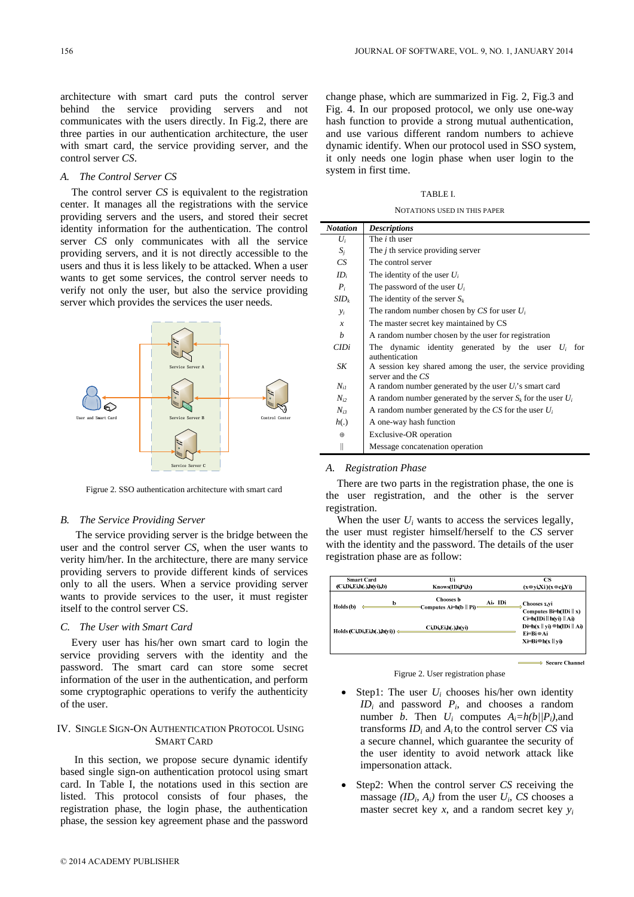architecture with smart card puts the control server behind the service providing servers and not communicates with the users directly. In Fig.2, there are three parties in our authentication architecture, the user with smart card, the service providing server, and the control server *CS*.

### *A. The Control Server CS*

The control server *CS* is equivalent to the registration center. It manages all the registrations with the service providing servers and the users, and stored their secret identity information for the authentication. The control server *CS* only communicates with all the service providing servers, and it is not directly accessible to the users and thus it is less likely to be attacked. When a user wants to get some services, the control server needs to verify not only the user, but also the service providing server which provides the services the user needs.

Figrue 2. SSO authentication architecture with smart card

### *B. The Service Providing Server*

The service providing server is the bridge between the user and the control server *CS*, when the user wants to verity him/her. In the architecture, there are many service providing servers to provide different kinds of services only to all the users. When a service providing server wants to provide services to the user, it must register itself to the control server CS.

### *C. The User with Smart Card*

Every user has his/her own smart card to login the service providing servers with the identity and the password. The smart card can store some secret information of the user in the authentication, and perform some cryptographic operations to verify the authenticity of the user.

## IV. Single Sign-On Authentication Protocol Using Smart Card

In this section, we propose secure dynamic identify based single sign-on authentication protocol using smart card. In Table I, the notations used in this section are listed. This protocol consists of four phases, the registration phase, the login phase, the authentication phase, the session key agreement phase and the password change phase, which are summarized in Fig. 2, Fig.3 and Fig. 4. In our proposed protocol, we only use one-way hash function to provide a strong mutual authentication, and use various different random numbers to achieve dynamic identify. When our protocol used in SSO system, it only needs one login phase when user login to the system in first time.

TABLE I.
NOTATIONS USED IN THIS PAPER

| *Notation* | *Descriptions* |
|---|---|
| $U_i$ | The *i* th user |
| $S_j$ | The *j* th service providing server |
| *CS* | The control server |
| $ID_i$ | The identity of the user $U_i$ |
| $P_i$ | The password of the user $U_i$ |
| $SID_k$ | The identity of the server $S_k$ |
| $y_i$ | The random number chosen by *CS* for user $U_i$ |
| $x$ | The master secret key maintained by CS |
| $b$ | A random number chosen by the user for registration |
| *CIDi* | The dynamic identity generated by the user $U_i$ for authentication |
| *SK* | A session key shared among the user, the service providing server and the *CS* |
| $N_{i1}$ | A random number generated by the user $U_i$'s smart card |
| $N_{i2}$ | A random number generated by the server $S_k$ for the user $U_i$ |
| $N_{i3}$ | A random number generated by the *CS* for the user $U_i$ |
| $h(.)$ | A one-way hash function |
| $\oplus$ | Exclusive-OR operation |
| $\|$ | Message concatenation operation |

### *A. Registration Phase*

There are two parts in the registration phase, the one is the user registration, and the other is the server registration.

When the user $U_i$ wants to access the services legally, the user must register himself/herself to the *CS* server with the identity and the password. The details of the user registration phase are as follow:

| Smart Card $(C_i, D_i, E_i, h(.), h(y_i), b)$ | | $U_i$ Knows$(ID_i, P_i, b)$ | | CS $(x \oplus y_i, X_i)(x \oplus c_j, Y_i)$ |
|---|---|---|---|---|
| Holds (b) | ← b | Chooses b; Computes $A_i = h(b \| P_i)$ | $A_i$, $ID_i$ ⇒ | Chooses $x$, $y_i$; Computes $B_i = h(ID_i \| x)$; $C_i = h(ID_i \| h(y_i) \| A_i)$; $D_i = h(x \| y_i) \oplus h(ID_i \| A_i)$; $E_i = B_i \oplus A_i$; $X_i = B_i \oplus h(x \| y_i)$ |
| Holds $(C_i, D_i, E_i, h(.), h(y_i))$ | ← | $C_i, D_i, E_i, h(.), h(y_i)$ | | |

⇒ Secure Channel

Figrue 2. User registration phase

- Step1: The user $U_i$ chooses his/her own identity $ID_i$ and password $P_i$, and chooses a random number $b$. Then $U_i$ computes $A_i = h(b||P_i)$,and transforms $ID_i$ and $A_i$ to the control server *CS* via a secure channel, which guarantee the security of the user identity to avoid network attack like impersonation attack.
- Step2: When the control server *CS* receiving the massage $(ID_i, A_i)$ from the user $U_i$, *CS* chooses a master secret key $x$, and a random secret key $y_i$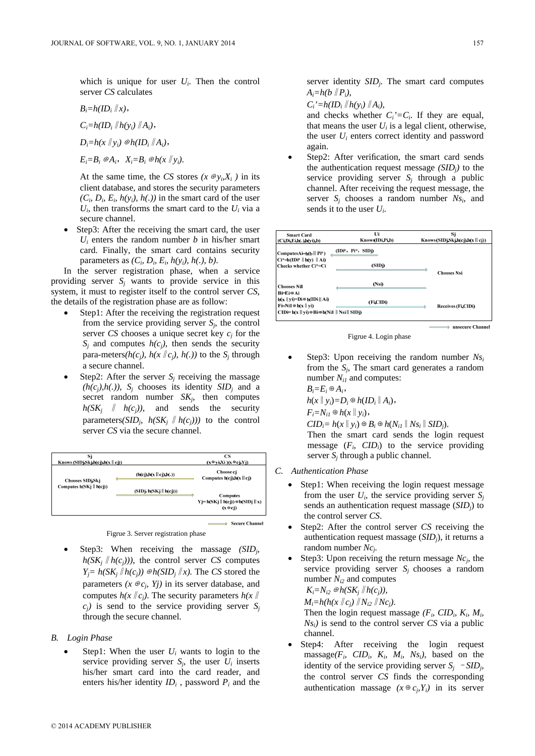which is unique for user $U_i$. Then the control server $CS$ calculates

$B_i=h(ID_i \| x)$,

$C_i=h(ID_i \| h(y_i) \| A_i)$,

$D_i=h(x \| y_i) \oplus h(ID_i \| A_i)$,

$E_i=B_i \oplus A_i$, $X_i=B_i \oplus h(x \| y_i)$.

At the same time, the $CS$ stores $(x \oplus y_i, X_i)$ in its client database, and stores the security parameters $(C_i, D_i, E_i, h(y_i), h(.))$ in the smart card of the user $U_i$, then transforms the smart card to the $U_i$ via a secure channel.

- Step3: After the receiving the smart card, the user $U_i$ enters the random number $b$ in his/her smart card. Finally, the smart card contains security parameters as $(C_i, D_i, E_i, h(y_i), h(.), b)$.

In the server registration phase, when a service providing server $S_j$ wants to provide service in this system, it must to register itself to the control server $CS$, the details of the registration phase are as follow:

- Step1: After the receiving the registration request from the service providing server $S_j$, the control server $CS$ chooses a unique secret key $c_j$ for the $S_j$ and computes $h(c_j)$, then sends the security para-meters $(h(c_j), h(x \| c_j), h(.))$ to the $S_j$ through a secure channel.
- Step2: After the server $S_j$ receiving the massage $(h(c_j), h(.))$, $S_j$ chooses its identity $SID_j$ and a secret random number $SK_j$, then computes $h(SK_j \| h(c_j))$, and sends the security parameters $(SID_j, h(SK_j \| h(c_j)))$ to the control server $CS$ via the secure channel.

Sj
Knows (SIDj,SKj,h(cj),h(x || cj))
Chooses SIDj,Skj
Computes h(SKj || h(cj))
(h(cj),h(x || cj),h(.))
(SIDj, h(SKj || h(cj)))
CS
(x⊕yi,Xi )(x⊕cj,Yj)
Choose cj
Computes h(cj),h(x || cj)
Computes
Yj= h(SKj || h(cj))⊕h(SIDj || x)
(x⊕cj)
Secure Channel

Figrue 3. Server registration phase

- Step3: When receiving the massage $(SID_j, h(SK_j \| h(c_j)))$, the control server $CS$ computes $Y_j= h(SK_j \| h(c_j)) \oplus h(SID_j \| x)$. The $CS$ stored the parameters $(x \oplus c_j, Y_j)$ in its server database, and computes $h(x \| c_j)$. The security parameters $h(x \| c_j)$ is send to the service providing server $S_j$ through the secure channel.

### B. Login Phase

- Step1: When the user $U_i$ wants to login to the service providing server $S_j$, the user $U_i$ inserts his/her smart card into the card reader, and enters his/her identity $ID_i$, password $P_i$ and the server identity $SID_j$. The smart card computes $A_i=h(b \| P_i)$, $C_i'=h(ID_i \| h(y_i) \| A_i)$, and checks whether $C_i'=C_i$. If they are equal, that means the user $U_i$ is a legal client, otherwise, the user $U_i$ enters correct identity and password again.
- Step2: After verification, the smart card sends the authentication request message $(SID_j)$ to the service providing server $S_j$ through a public channel. After receiving the request message, the server $S_j$ chooses a random number $Ns_i$, and sends it to the user $U_i$.

Smart Card
(Ci,Di,Ei,h(.),h(yi),b)
ComputesAi=h(b || Pi*)
Ci*=h(IDi* || h(y) || Ai)
Checks whether Ci*=Ci
Chooses Ni1
Bi=Ei⊕Ai
h(x || yi)=Di⊕h(IDi || Ai)
Fi=Ni1⊕h(x || yi)
CIDi= h(x || yi)⊕Bi⊕h(Ni1 || Nsi || SIDj)
Ui
Knows(IDi,Pi,b)
(IDi*, Pi*, SIDj)
(SIDj)
(Nsi)
(Fi,CIDi)
Sj
Knows(SIDj,Skj,h(cj),h(x || cj))
Chooses Nsi
Receives (Fi,CIDi)
unsecure Channel

Figrue 4. Login phase

- Step3: Upon receiving the random number $Ns_i$ from the $S_j$, The smart card generates a random number $N_{i1}$ and computes:
  $B_i=E_i \oplus A_i$,
  $h(x \| y_i)=D_i \oplus h(ID_i \| A_i)$,
  $F_i=N_{i1} \oplus h(x \| y_i)$,
  $CID_i= h(x \| y_i) \oplus B_i \oplus h(N_{i1} \| Ns_i \| SID_j)$.
  Then the smart card sends the login request message $(F_i, CID_i)$ to the service providing server $S_j$ through a public channel.

### C. Authentication Phase

- Step1: When receiving the login request message from the user $U_i$, the service providing server $S_j$ sends an authentication request massage $(SID_j)$ to the control server $CS$.
- Step2: After the control server $CS$ receiving the authentication request massage $(SID_j)$, it returns a random number $Nc_j$.
- Step3: Upon receiving the return message $Nc_j$, the service providing server $S_j$ chooses a random number $N_{i2}$ and computes
  $K_i=N_{i2} \oplus h(SK_j \| h(c_j))$,
  $M_i=h(h(x \| c_j) \| N_{i2} \| Nc_j)$.
  Then the login request massage $(F_i, CID_i, K_i, M_i, Ns_i)$ is send to the control server $CS$ via a public channel.
- Step4: After receiving the login request massage$(F_i, CID_i, K_i, M_i, Ns_i)$, based on the identity of the service providing server $S_j$ –$SID_j$, the control server $CS$ finds the corresponding authentication massage $(x \oplus c_j, Y_i)$ in its server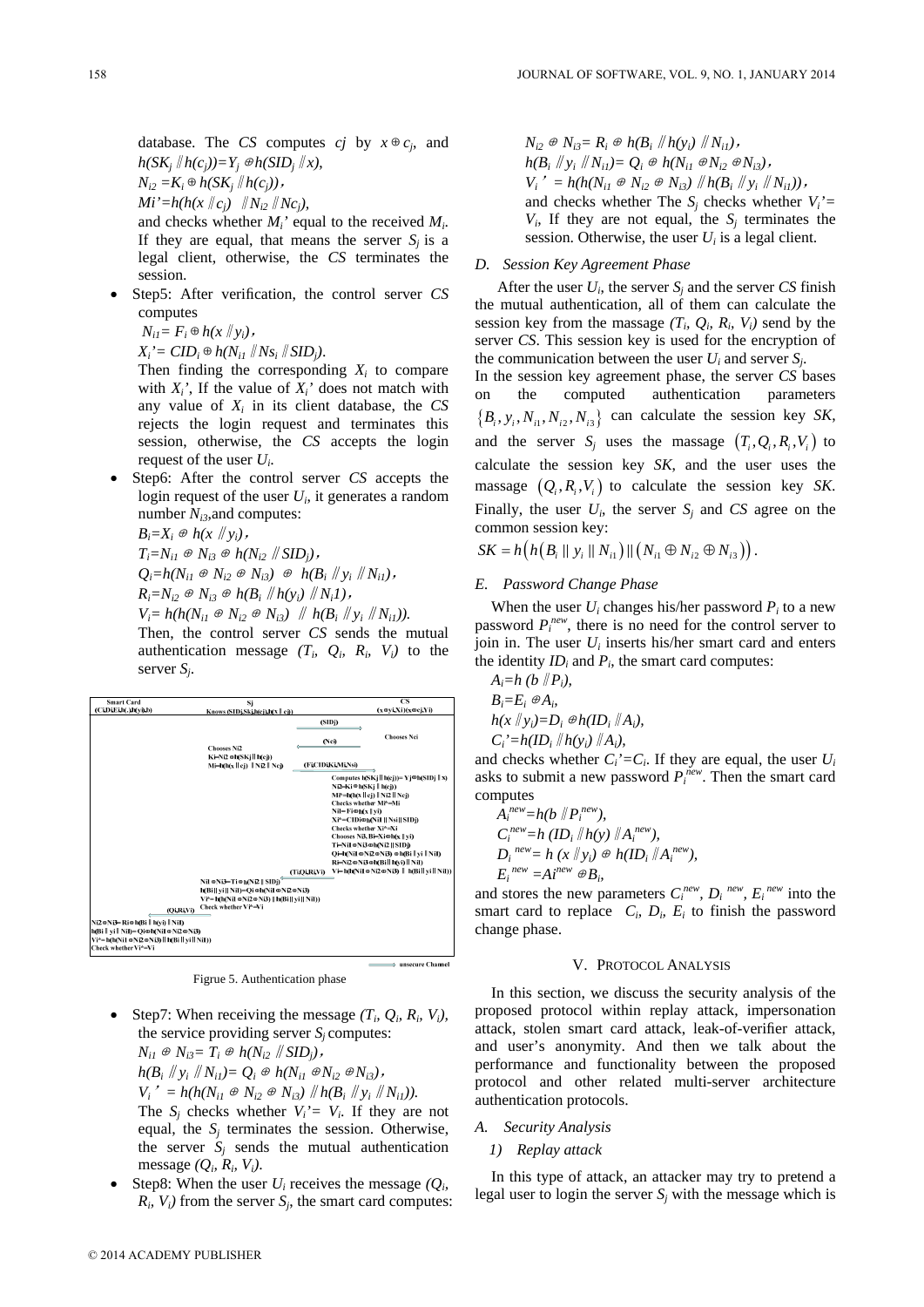database. The *CS* computes *cj* by $x \oplus c_j$, and
$h(SK_j \,/\!/\, h(c_j))=Y_j \oplus h(SID_j \,/\!/\, x)$,
$N_{i2} = K_i \oplus h(SK_j \,/\!/\, h(c_j))$,
$Mi'=h(h(x \,/\!/\, c_j) \,/\!/\, N_{i2} \,/\!/\, Nc_j)$,
and checks whether $M_i'$ equal to the received $M_i$. If they are equal, that means the server $S_j$ is a legal client, otherwise, the *CS* terminates the session.

- Step5: After verification, the control server *CS* computes
  $N_{i1}= F_i \oplus h(x \,/\!/\, y_i)$,
  $X_i'= CID_i \oplus h(N_{i1} \,/\!/\, Ns_i \,/\!/\, SID_j)$.
  Then finding the corresponding $X_i$ to compare with $X_i'$, If the value of $X_i'$ does not match with any value of $X_i$ in its client database, the *CS* rejects the login request and terminates this session, otherwise, the *CS* accepts the login request of the user $U_i$.
- Step6: After the control server *CS* accepts the login request of the user $U_i$, it generates a random number $N_{i3}$,and computes:
  $B_i=X_i \oplus h(x \,/\!/\, y_i)$,
  $T_i=N_{i1} \oplus N_{i3} \oplus h(N_{i2} \,/\!/\, SID_j)$,
  $Q_i=h(N_{i1} \oplus N_{i2} \oplus N_{i3}) \oplus h(B_i \,/\!/\, y_i \,/\!/\, N_{i1})$,
  $R_i=N_{i2} \oplus N_{i3} \oplus h(B_i \,/\!/\, h(y_i) \,/\!/\, N_i1)$,
  $V_i= h(h(N_{i1} \oplus N_{i2} \oplus N_{i3}) \,/\!/\, h(B_i \,/\!/\, y_i \,/\!/\, N_{i1}))$.
  Then, the control server *CS* sends the mutual authentication message $(T_i, Q_i, R_i, V_i)$ to the server $S_j$.

Smart Card
Sj
CS
unsecure Channel

Figrue 5. Authentication phase

- Step7: When receiving the message $(T_i, Q_i, R_i, V_i)$, the service providing server $S_j$ computes:
  $N_{i1} \oplus N_{i3}= T_i \oplus h(N_{i2} \,/\!/\, SID_j)$,
  $h(B_i \,/\!/\, y_i \,/\!/\, N_{i1})= Q_i \oplus h(N_{i1} \oplus N_{i2} \oplus N_{i3})$,
  $V_i' = h(h(N_{i1} \oplus N_{i2} \oplus N_{i3}) \,/\!/\, h(B_i \,/\!/\, y_i \,/\!/\, N_{i1}))$.
  The $S_j$ checks whether $V_i'= V_i$. If they are not equal, the $S_j$ terminates the session. Otherwise, the server $S_j$ sends the mutual authentication message $(Q_i, R_i, V_i)$.
- Step8: When the user $U_i$ receives the message $(Q_i, R_i, V_i)$ from the server $S_j$, the smart card computes:
  $N_{i2} \oplus N_{i3}= R_i \oplus h(B_i \,/\!/\, h(y_i) \,/\!/\, N_{i1})$,
  $h(B_i \,/\!/\, y_i \,/\!/\, N_{i1})= Q_i \oplus h(N_{i1} \oplus N_{i2} \oplus N_{i3})$,
  $V_i' = h(h(N_{i1} \oplus N_{i2} \oplus N_{i3}) \,/\!/\, h(B_i \,/\!/\, y_i \,/\!/\, N_{i1}))$,
  and checks whether The $S_j$ checks whether $V_i'= V_i$. If they are not equal, the $S_j$ terminates the session. Otherwise, the user $U_i$ is a legal client.

### D. Session Key Agreement Phase

After the user $U_i$, the server $S_j$ and the server *CS* finish the mutual authentication, all of them can calculate the session key from the massage $(T_i, Q_i, R_i, V_i)$ send by the server *CS*. This session key is used for the encryption of the communication between the user $U_i$ and server $S_j$.

In the session key agreement phase, the server *CS* bases on the computed authentication parameters $\{B_i, y_i, N_{i1}, N_{i2}, N_{i3}\}$ can calculate the session key *SK*, and the server $S_j$ uses the massage $(T_i, Q_i, R_i, V_i)$ to calculate the session key *SK*, and the user uses the massage $(Q_i, R_i, V_i)$ to calculate the session key *SK*. Finally, the user $U_i$, the server $S_j$ and *CS* agree on the common session key:

$$SK = h\left(h\left(B_i \,\|\, y_i \,\|\, N_{i1}\right) \| \left(N_{i1} \oplus N_{i2} \oplus N_{i3}\right)\right).$$

### E. Password Change Phase

When the user $U_i$ changes his/her password $P_i$ to a new password $P_i^{new}$, there is no need for the control server to join in. The user $U_i$ inserts his/her smart card and enters the identity $ID_i$ and $P_i$, the smart card computes:

$A_i=h(b \,/\!/\, P_i)$,
$B_i=E_i \oplus A_i$,
$h(x \,/\!/\, y_i)=D_i \oplus h(ID_i \,/\!/\, A_i)$,
$C_i'=h(ID_i \,/\!/\, h(y_i) \,/\!/\, A_i)$,

and checks whether $C_i'=C_i$. If they are equal, the user $U_i$ asks to submit a new password $P_i^{new}$. Then the smart card computes

$A_i^{new}=h(b \,/\!/\, P_i^{new})$,
$C_i^{new}=h(ID_i \,/\!/\, h(y) \,/\!/\, A_i^{new})$,
$D_i^{new}= h(x \,/\!/\, y_i) \oplus h(ID_i \,/\!/\, A_i^{new})$,
$E_i^{new} =Ai^{new} \oplus B_i$,

and stores the new parameters $C_i^{new}$, $D_i^{new}$, $E_i^{new}$ into the smart card to replace $C_i$, $D_i$, $E_i$ to finish the password change phase.

## V. Protocol Analysis

In this section, we discuss the security analysis of the proposed protocol within replay attack, impersonation attack, stolen smart card attack, leak-of-verifier attack, and user's anonymity. And then we talk about the performance and functionality between the proposed protocol and other related multi-server architecture authentication protocols.

### A. Security Analysis

#### 1) Replay attack

In this type of attack, an attacker may try to pretend a legal user to login the server $S_j$ with the message which is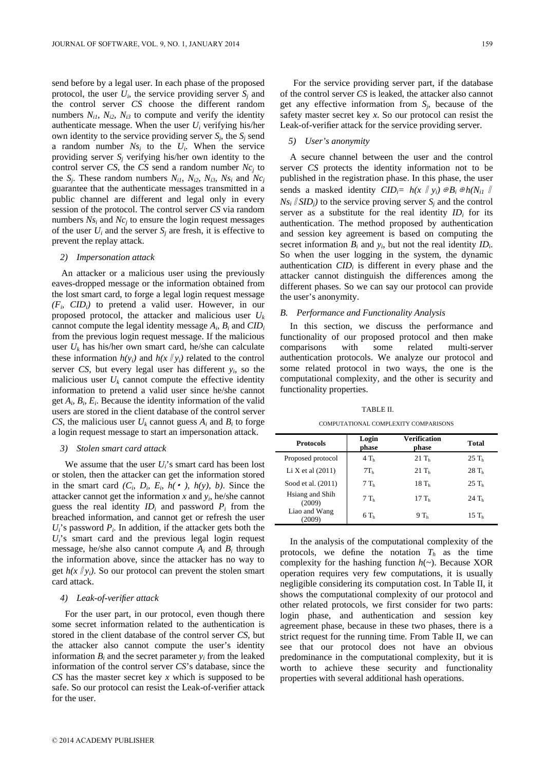send before by a legal user. In each phase of the proposed protocol, the user $U_i$, the service providing server $S_j$ and the control server *CS* choose the different random numbers $N_{i1}$, $N_{i2}$, $N_{i3}$ to compute and verify the identity authenticate message. When the user $U_i$ verifying his/her own identity to the service providing server $S_j$, the $S_j$ send a random number $Ns_i$ to the $U_i$. When the service providing server $S_j$ verifying his/her own identity to the control server *CS*, the *CS* send a random number $Nc_j$ to the $S_j$. These random numbers $N_{i1}$, $N_{i2}$, $N_{i3}$, $Ns_i$ and $Nc_j$ guarantee that the authenticate messages transmitted in a public channel are different and legal only in every session of the protocol. The control server *CS* via random numbers $Ns_i$ and $Nc_j$ to ensure the login request messages of the user $U_i$ and the server $S_j$ are fresh, it is effective to prevent the replay attack.

#### 2) Impersonation attack

An attacker or a malicious user using the previously eaves-dropped message or the information obtained from the lost smart card, to forge a legal login request message $(F_i, CID_i)$ to pretend a valid user. However, in our proposed protocol, the attacker and malicious user $U_k$ cannot compute the legal identity message $A_i$, $B_i$ and $CID_i$ from the previous login request message. If the malicious user $U_k$ has his/her own smart card, he/she can calculate these information $h(y_i)$ and $h(x \| y_i)$ related to the control server *CS*, but every legal user has different $y_i$, so the malicious user $U_k$ cannot compute the effective identity information to pretend a valid user since he/she cannot get $A_i$, $B_i$, $E_i$. Because the identity information of the valid users are stored in the client database of the control server *CS*, the malicious user $U_k$ cannot guess $A_i$ and $B_i$ to forge a login request message to start an impersonation attack.

#### 3) Stolen smart card attack

We assume that the user $U_i$'s smart card has been lost or stolen, then the attacker can get the information stored in the smart card $(C_i, D_i, E_i, h(\cdot), h(y), b)$. Since the attacker cannot get the information $x$ and $y_i$, he/she cannot guess the real identity $ID_i$ and password $P_i$ from the breached information, and cannot get or refresh the user $U_i$'s password $P_i$. In addition, if the attacker gets both the $U_i$'s smart card and the previous legal login request message, he/she also cannot compute $A_i$ and $B_i$ through the information above, since the attacker has no way to get $h(x \| y_i)$. So our protocol can prevent the stolen smart card attack.

#### 4) Leak-of-verifier attack

For the user part, in our protocol, even though there some secret information related to the authentication is stored in the client database of the control server *CS*, but the attacker also cannot compute the user's identity information $B_i$ and the secret parameter $y_i$ from the leaked information of the control server *CS*'s database, since the *CS* has the master secret key $x$ which is supposed to be safe. So our protocol can resist the Leak-of-verifier attack for the user.

For the service providing server part, if the database of the control server *CS* is leaked, the attacker also cannot get any effective information from $S_j$, because of the safety master secret key $x$. So our protocol can resist the Leak-of-verifier attack for the service providing server.

#### 5) User's anonymity

A secure channel between the user and the control server *CS* protects the identity information not to be published in the registration phase. In this phase, the user sends a masked identity $CID_i = h(x \| y_i) \oplus B_i \oplus h(N_{i1} \| Ns_i \| SID_j)$ to the service proving server $S_j$ and the control server as a substitute for the real identity $ID_i$ for its authentication. The method proposed by authentication and session key agreement is based on computing the secret information $B_i$ and $y_i$, but not the real identity $ID_i$. So when the user logging in the system, the dynamic authentication $CID_i$ is different in every phase and the attacker cannot distinguish the differences among the different phases. So we can say our protocol can provide the user's anonymity.

### B. Performance and Functionality Analysis

In this section, we discuss the performance and functionality of our proposed protocol and then make comparisons with some related multi-server authentication protocols. We analyze our protocol and some related protocol in two ways, the one is the computational complexity, and the other is security and functionality properties.

TABLE II.

COMPUTATIONAL COMPLEXITY COMPARISONS

| Protocols | Login phase | Verification phase | Total |
|---|---|---|---|
| Proposed protocol | $4\ T_h$ | $21\ T_h$ | $25\ T_h$ |
| Li X et al (2011) | $7T_h$ | $21\ T_h$ | $28\ T_h$ |
| Sood et al. (2011) | $7\ T_h$ | $18\ T_h$ | $25\ T_h$ |
| Hsiang and Shih (2009) | $7\ T_h$ | $17\ T_h$ | $24\ T_h$ |
| Liao and Wang (2009) | $6\ T_h$ | $9\ T_h$ | $15\ T_h$ |

In the analysis of the computational complexity of the protocols, we define the notation $T_h$ as the time complexity for the hashing function $h(\sim)$. Because XOR operation requires very few computations, it is usually negligible considering its computation cost. In Table II, it shows the computational complexity of our protocol and other related protocols, we first consider for two parts: login phase, and authentication and session key agreement phase, because in these two phases, there is a strict request for the running time. From Table II, we can see that our protocol does not have an obvious predominance in the computational complexity, but it is worth to achieve these security and functionality properties with several additional hash operations.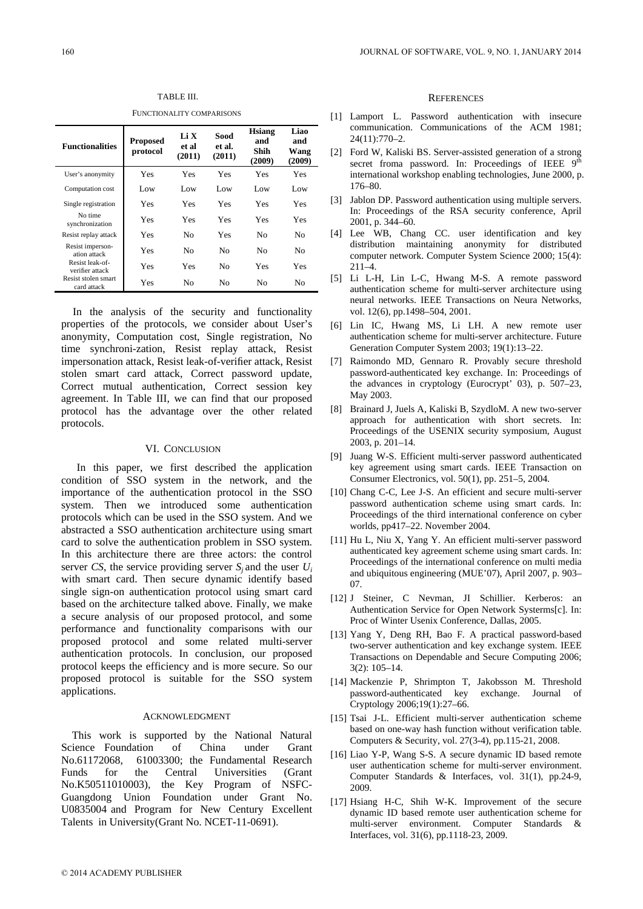TABLE III.

FUNCTIONALITY COMPARISONS

| Functionalities | Proposed protocol | Li X et al (2011) | Sood et al. (2011) | Hsiang and Shih (2009) | Liao and Wang (2009) |
|---|---|---|---|---|---|
| User's anonymity | Yes | Yes | Yes | Yes | Yes |
| Computation cost | Low | Low | Low | Low | Low |
| Single registration | Yes | Yes | Yes | Yes | Yes |
| No time synchronization | Yes | Yes | Yes | Yes | Yes |
| Resist replay attack | Yes | No | Yes | No | No |
| Resist imperson-ation attack | Yes | No | No | No | No |
| Resist leak-of-verifier attack | Yes | Yes | No | Yes | Yes |
| Resist stolen smart card attack | Yes | No | No | No | No |

In the analysis of the security and functionality properties of the protocols, we consider about User's anonymity, Computation cost, Single registration, No time synchroni-zation, Resist replay attack, Resist impersonation attack, Resist leak-of-verifier attack, Resist stolen smart card attack, Correct password update, Correct mutual authentication, Correct session key agreement. In Table III, we can find that our proposed protocol has the advantage over the other related protocols.

## VI. Conclusion

In this paper, we first described the application condition of SSO system in the network, and the importance of the authentication protocol in the SSO system. Then we introduced some authentication protocols which can be used in the SSO system. And we abstracted a SSO authentication architecture using smart card to solve the authentication problem in SSO system. In this architecture there are three actors: the control server *CS*, the service providing server $S_j$ and the user $U_i$ with smart card. Then secure dynamic identify based single sign-on authentication protocol using smart card based on the architecture talked above. Finally, we make a secure analysis of our proposed protocol, and some performance and functionality comparisons with our proposed protocol and some related multi-server authentication protocols. In conclusion, our proposed protocol keeps the efficiency and is more secure. So our proposed protocol is suitable for the SSO system applications.

## Acknowledgment

This work is supported by the National Natural Science Foundation of China under Grant No.61172068, 61003300; the Fundamental Research Funds for the Central Universities (Grant No.K50511010003), the Key Program of NSFC-Guangdong Union Foundation under Grant No. U0835004 and Program for New Century Excellent Talents in University(Grant No. NCET-11-0691).

## References

[1] Lamport L. Password authentication with insecure communication. Communications of the ACM 1981; 24(11):770–2.

[2] Ford W, Kaliski BS. Server-assisted generation of a strong secret froma password. In: Proceedings of IEEE 9th international workshop enabling technologies, June 2000, p. 176–80.

[3] Jablon DP. Password authentication using multiple servers. In: Proceedings of the RSA security conference, April 2001, p. 344–60.

[4] Lee WB, Chang CC. user identification and key distribution maintaining anonymity for distributed computer network. Computer System Science 2000; 15(4): 211–4.

[5] Li L-H, Lin L-C, Hwang M-S. A remote password authentication scheme for multi-server architecture using neural networks. IEEE Transactions on Neura Networks, vol. 12(6), pp.1498–504, 2001.

[6] Lin IC, Hwang MS, Li LH. A new remote user authentication scheme for multi-server architecture. Future Generation Computer System 2003; 19(1):13–22.

[7] Raimondo MD, Gennaro R. Provably secure threshold password-authenticated key exchange. In: Proceedings of the advances in cryptology (Eurocrypt' 03), p. 507–23, May 2003.

[8] Brainard J, Juels A, Kaliski B, SzydloM. A new two-server approach for authentication with short secrets. In: Proceedings of the USENIX security symposium, August 2003, p. 201–14.

[9] Juang W-S. Efficient multi-server password authenticated key agreement using smart cards. IEEE Transaction on Consumer Electronics, vol. 50(1), pp. 251–5, 2004.

[10] Chang C-C, Lee J-S. An efficient and secure multi-server password authentication scheme using smart cards. In: Proceedings of the third international conference on cyber worlds, pp417–22. November 2004.

[11] Hu L, Niu X, Yang Y. An efficient multi-server password authenticated key agreement scheme using smart cards. In: Proceedings of the international conference on multi media and ubiquitous engineering (MUE'07), April 2007, p. 903–07.

[12] J Steiner, C Nevman, JI Schillier. Kerberos: an Authentication Service for Open Network Systerms[c]. In: Proc of Winter Usenix Conference, Dallas, 2005.

[13] Yang Y, Deng RH, Bao F. A practical password-based two-server authentication and key exchange system. IEEE Transactions on Dependable and Secure Computing 2006; 3(2): 105–14.

[14] Mackenzie P, Shrimpton T, Jakobsson M. Threshold password-authenticated key exchange. Journal of Cryptology 2006;19(1):27–66.

[15] Tsai J-L. Efficient multi-server authentication scheme based on one-way hash function without verification table. Computers & Security, vol. 27(3-4), pp.115-21, 2008.

[16] Liao Y-P, Wang S-S. A secure dynamic ID based remote user authentication scheme for multi-server environment. Computer Standards & Interfaces, vol. 31(1), pp.24-9, 2009.

[17] Hsiang H-C, Shih W-K. Improvement of the secure dynamic ID based remote user authentication scheme for multi-server environment. Computer Standards & Interfaces, vol. 31(6), pp.1118-23, 2009.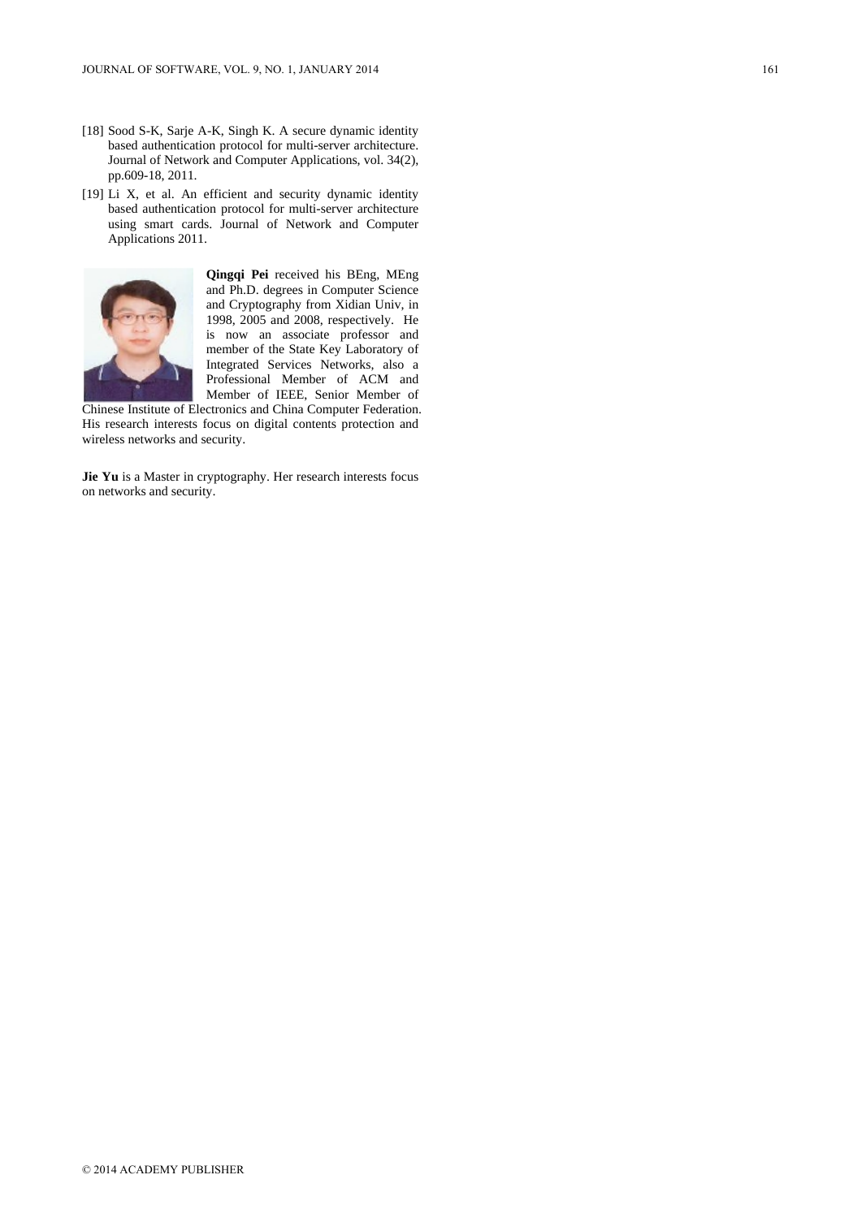[18] Sood S-K, Sarje A-K, Singh K. A secure dynamic identity based authentication protocol for multi-server architecture. Journal of Network and Computer Applications, vol. 34(2), pp.609-18, 2011.

[19] Li X, et al. An efficient and security dynamic identity based authentication protocol for multi-server architecture using smart cards. Journal of Network and Computer Applications 2011.

**Qingqi Pei** received his BEng, MEng and Ph.D. degrees in Computer Science and Cryptography from Xidian Univ, in 1998, 2005 and 2008, respectively. He is now an associate professor and member of the State Key Laboratory of Integrated Services Networks, also a Professional Member of ACM and Member of IEEE, Senior Member of Chinese Institute of Electronics and China Computer Federation. His research interests focus on digital contents protection and wireless networks and security.

**Jie Yu** is a Master in cryptography. Her research interests focus on networks and security.